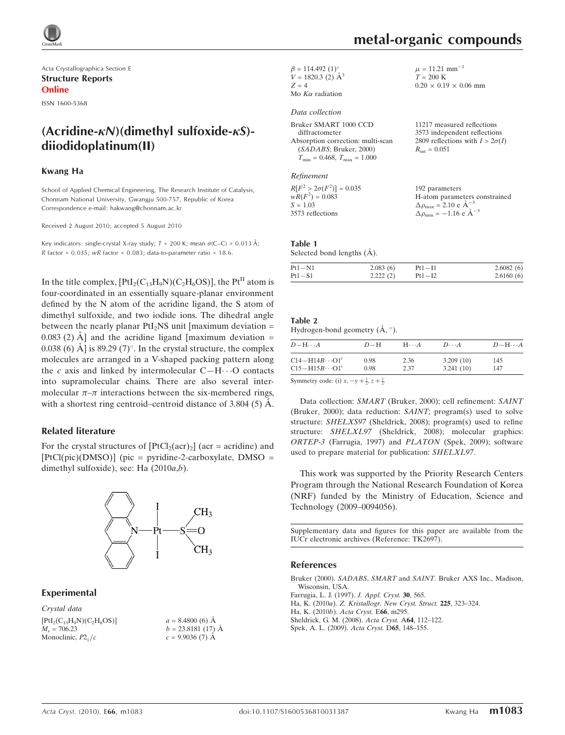metal-organic compounds

Acta Crystallographica Section E
**Structure Reports Online**
ISSN 1600-5368

# (Acridine-κN)(dimethyl sulfoxide-κS)-diiodidoplatinum(II)

**Kwang Ha**

School of Applied Chemical Engineering, The Research Institute of Catalysis, Chonnam National University, Gwangju 500-757, Republic of Korea
Correspondence e-mail: hakwang@chonnam.ac.kr

Received 2 August 2010; accepted 5 August 2010

Key indicators: single-crystal X-ray study; $T$ = 200 K; mean σ(C–C) = 0.013 Å; $R$ factor = 0.035; $wR$ factor = 0.083; data-to-parameter ratio = 18.6.

In the title complex, $[PtI_2(C_{13}H_9N)(C_2H_6OS)]$, the $Pt^{II}$ atom is four-coordinated in an essentially square-planar environment defined by the N atom of the acridine ligand, the S atom of dimethyl sulfoxide, and two iodide ions. The dihedral angle between the nearly planar $PtI_2NS$ unit [maximum deviation = 0.083 (2) Å] and the acridine ligand [maximum deviation = 0.038 (6) Å] is 89.29 (7)°. In the crystal structure, the complex molecules are arranged in a V-shaped packing pattern along the $c$ axis and linked by intermolecular C—H⋯O contacts into supramolecular chains. There are also several intermolecular π–π interactions between the six-membered rings, with a shortest ring centroid–centroid distance of 3.804 (5) Å.

## Related literature

For the crystal structures of $[PtCl_2(acr)_2]$ (acr = acridine) and $[PtCl(pic)(DMSO)]$ (pic = pyridine-2-carboxylate, DMSO = dimethyl sulfoxide), see: Ha (2010a,b).

## Experimental

*Crystal data*

$[PtI_2(C_{13}H_9N)(C_2H_6OS)]$
$M_r$ = 706.23
Monoclinic, $P2_1/c$
$a$ = 8.4800 (6) Å
$b$ = 23.8181 (17) Å
$c$ = 9.9036 (7) Å
β = 114.492 (1)°
$V$ = 1820.3 (2) Å$^3$
$Z$ = 4
Mo $K\alpha$ radiation
μ = 11.21 mm$^{-1}$
$T$ = 200 K
0.20 × 0.19 × 0.06 mm

*Data collection*

Bruker SMART 1000 CCD diffractometer
Absorption correction: multi-scan (*SADABS*; Bruker, 2000)
$T_{min}$ = 0.468, $T_{max}$ = 1.000
11217 measured reflections
3573 independent reflections
2809 reflections with $I > 2\sigma(I)$
$R_{int}$ = 0.051

*Refinement*

$R[F^2 > 2\sigma(F^2)]$ = 0.035
$wR(F^2)$ = 0.083
$S$ = 1.03
3573 reflections
192 parameters
H-atom parameters constrained
$\Delta\rho_{max}$ = 2.10 e Å$^{-3}$
$\Delta\rho_{min}$ = −1.16 e Å$^{-3}$

**Table 1**
Selected bond lengths (Å).

| | | | |
|---|---|---|---|
| Pt1—N1 | 2.083 (6) | Pt1—I1 | 2.6082 (6) |
| Pt1—S1 | 2.222 (2) | Pt1—I2 | 2.6160 (6) |

**Table 2**
Hydrogen-bond geometry (Å, °).

| $D$—H⋯$A$ | $D$—H | H⋯$A$ | $D$⋯$A$ | $D$—H⋯$A$ |
|---|---|---|---|---|
| C14—H14$B$⋯O1$^{i}$ | 0.98 | 2.36 | 3.209 (10) | 145 |
| C15—H15$B$⋯O1$^{i}$ | 0.98 | 2.37 | 3.241 (10) | 147 |

Symmetry code: (i) $x, -y+\frac{1}{2}, z+\frac{1}{2}$.

Data collection: *SMART* (Bruker, 2000); cell refinement: *SAINT* (Bruker, 2000); data reduction: *SAINT*; program(s) used to solve structure: *SHELXS97* (Sheldrick, 2008); program(s) used to refine structure: *SHELXL97* (Sheldrick, 2008); molecular graphics: *ORTEP-3* (Farrugia, 1997) and *PLATON* (Spek, 2009); software used to prepare material for publication: *SHELXL97*.

This work was supported by the Priority Research Centers Program through the National Research Foundation of Korea (NRF) funded by the Ministry of Education, Science and Technology (2009–0094056).

Supplementary data and figures for this paper are available from the IUCr electronic archives (Reference: TK2697).

## References

Bruker (2000). *SADABS*, *SMART* and *SAINT*. Bruker AXS Inc., Madison, Wisconsin, USA.
Farrugia, L. J. (1997). *J. Appl. Cryst.* **30**, 565.
Ha, K. (2010a). *Z. Kristallogr. New Cryst. Struct.* **225**, 323–324.
Ha, K. (2010b). *Acta Cryst.* E**66**, m295.
Sheldrick, G. M. (2008). *Acta Cryst.* A**64**, 112–122.
Spek, A. L. (2009). *Acta Cryst.* D**65**, 148–155.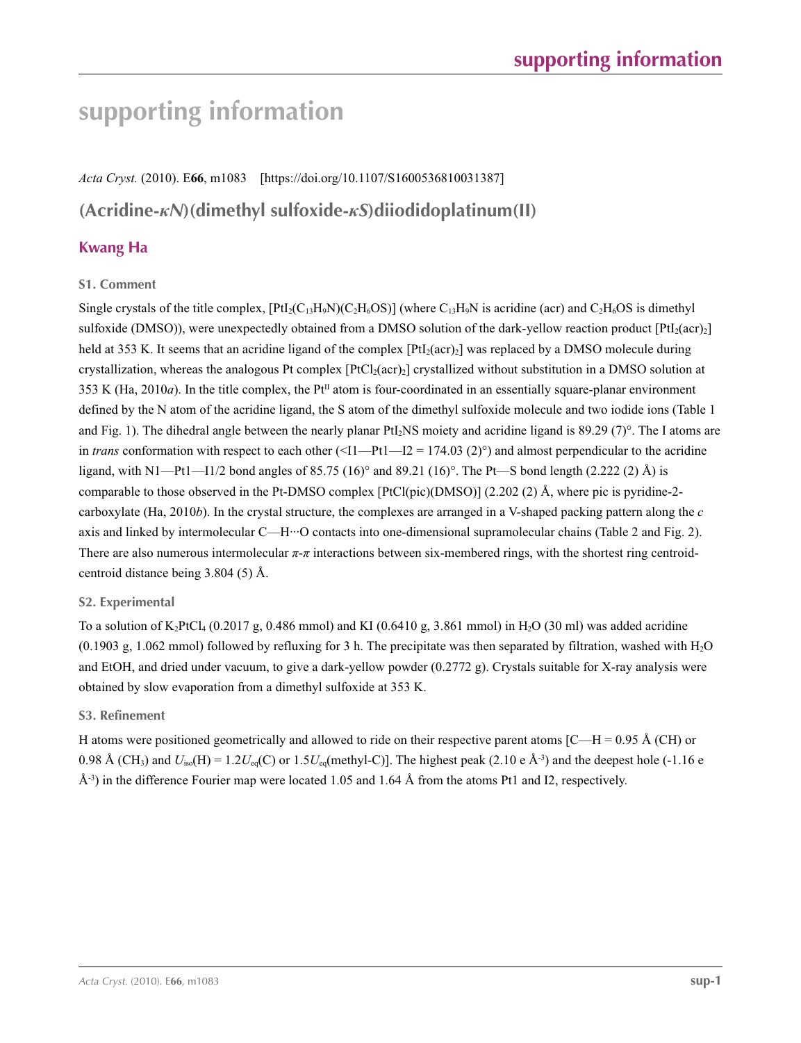# supporting information

*Acta Cryst.* (2010). E**66**, m1083 [https://doi.org/10.1107/S1600536810031387]

## (Acridine-*κN*)(dimethyl sulfoxide-*κS*)diiodidoplatinum(II)

**Kwang Ha**

### S1. Comment

Single crystals of the title complex, $[PtI_2(C_{13}H_9N)(C_2H_6OS)]$ (where $C_{13}H_9N$ is acridine (acr) and $C_2H_6OS$ is dimethyl sulfoxide (DMSO)), were unexpectedly obtained from a DMSO solution of the dark-yellow reaction product $[PtI_2(acr)_2]$ held at 353 K. It seems that an acridine ligand of the complex $[PtI_2(acr)_2]$ was replaced by a DMSO molecule during crystallization, whereas the analogous Pt complex $[PtCl_2(acr)_2]$ crystallized without substitution in a DMSO solution at 353 K (Ha, 2010*a*). In the title complex, the $Pt^{II}$ atom is four-coordinated in an essentially square-planar environment defined by the N atom of the acridine ligand, the S atom of the dimethyl sulfoxide molecule and two iodide ions (Table 1 and Fig. 1). The dihedral angle between the nearly planar $PtI_2NS$ moiety and acridine ligand is 89.29 (7)°. The I atoms are in *trans* conformation with respect to each other (<I1—Pt1—I2 = 174.03 (2)°) and almost perpendicular to the acridine ligand, with N1—Pt1—I1/2 bond angles of 85.75 (16)° and 89.21 (16)°. The Pt—S bond length (2.222 (2) Å) is comparable to those observed in the Pt-DMSO complex [PtCl(pic)(DMSO)] (2.202 (2) Å, where pic is pyridine-2-carboxylate (Ha, 2010*b*). In the crystal structure, the complexes are arranged in a V-shaped packing pattern along the *c* axis and linked by intermolecular C—H···O contacts into one-dimensional supramolecular chains (Table 2 and Fig. 2). There are also numerous intermolecular *π*-*π* interactions between six-membered rings, with the shortest ring centroid-centroid distance being 3.804 (5) Å.

### S2. Experimental

To a solution of $K_2PtCl_4$ (0.2017 g, 0.486 mmol) and KI (0.6410 g, 3.861 mmol) in $H_2O$ (30 ml) was added acridine (0.1903 g, 1.062 mmol) followed by refluxing for 3 h. The precipitate was then separated by filtration, washed with $H_2O$ and EtOH, and dried under vacuum, to give a dark-yellow powder (0.2772 g). Crystals suitable for X-ray analysis were obtained by slow evaporation from a dimethyl sulfoxide at 353 K.

### S3. Refinement

H atoms were positioned geometrically and allowed to ride on their respective parent atoms [C—H = 0.95 Å (CH) or 0.98 Å ($CH_3$) and $U_{iso}(H) = 1.2U_{eq}(C)$ or $1.5U_{eq}$(methyl-C)]. The highest peak (2.10 e $Å^{-3}$) and the deepest hole (-1.16 e $Å^{-3}$) in the difference Fourier map were located 1.05 and 1.64 Å from the atoms Pt1 and I2, respectively.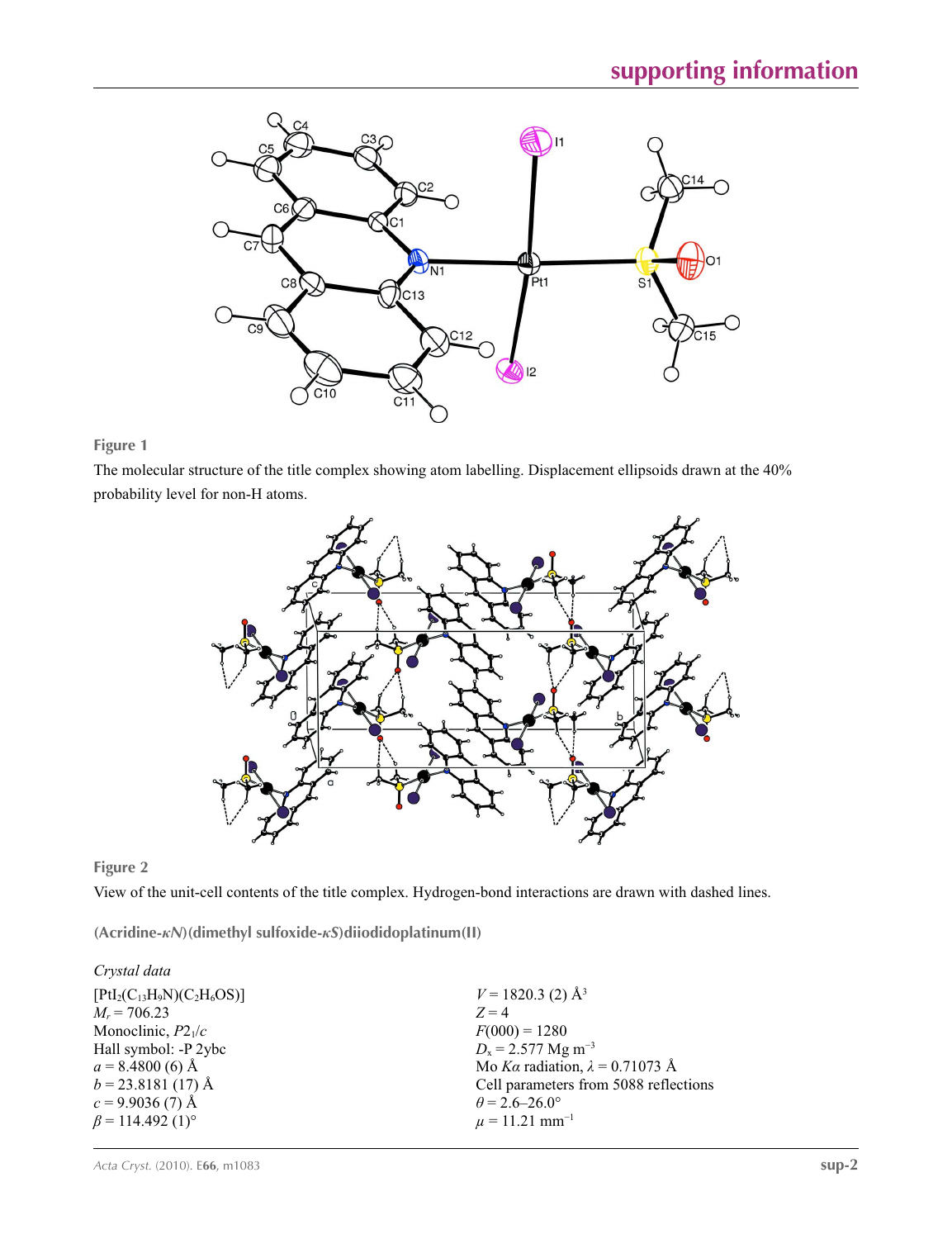**Figure 1**

The molecular structure of the title complex showing atom labelling. Displacement ellipsoids drawn at the 40% probability level for non-H atoms.

**Figure 2**

View of the unit-cell contents of the title complex. Hydrogen-bond interactions are drawn with dashed lines.

## (Acridine-*κN*)(dimethyl sulfoxide-*κS*)diiodidoplatinum(II)

### *Crystal data*

| | |
|---|---|
| $[PtI_2(C_{13}H_9N)(C_2H_6OS)]$ | $V = 1820.3$ (2) Å$^3$ |
| $M_r = 706.23$ | $Z = 4$ |
| Monoclinic, $P2_1/c$ | $F(000) = 1280$ |
| Hall symbol: -P 2ybc | $D_x = 2.577$ Mg m$^{-3}$ |
| $a = 8.4800$ (6) Å | Mo $K\alpha$ radiation, $\lambda = 0.71073$ Å |
| $b = 23.8181$ (17) Å | Cell parameters from 5088 reflections |
| $c = 9.9036$ (7) Å | $\theta = 2.6$–$26.0°$ |
| $\beta = 114.492$ (1)° | $\mu = 11.21$ mm$^{-1}$ |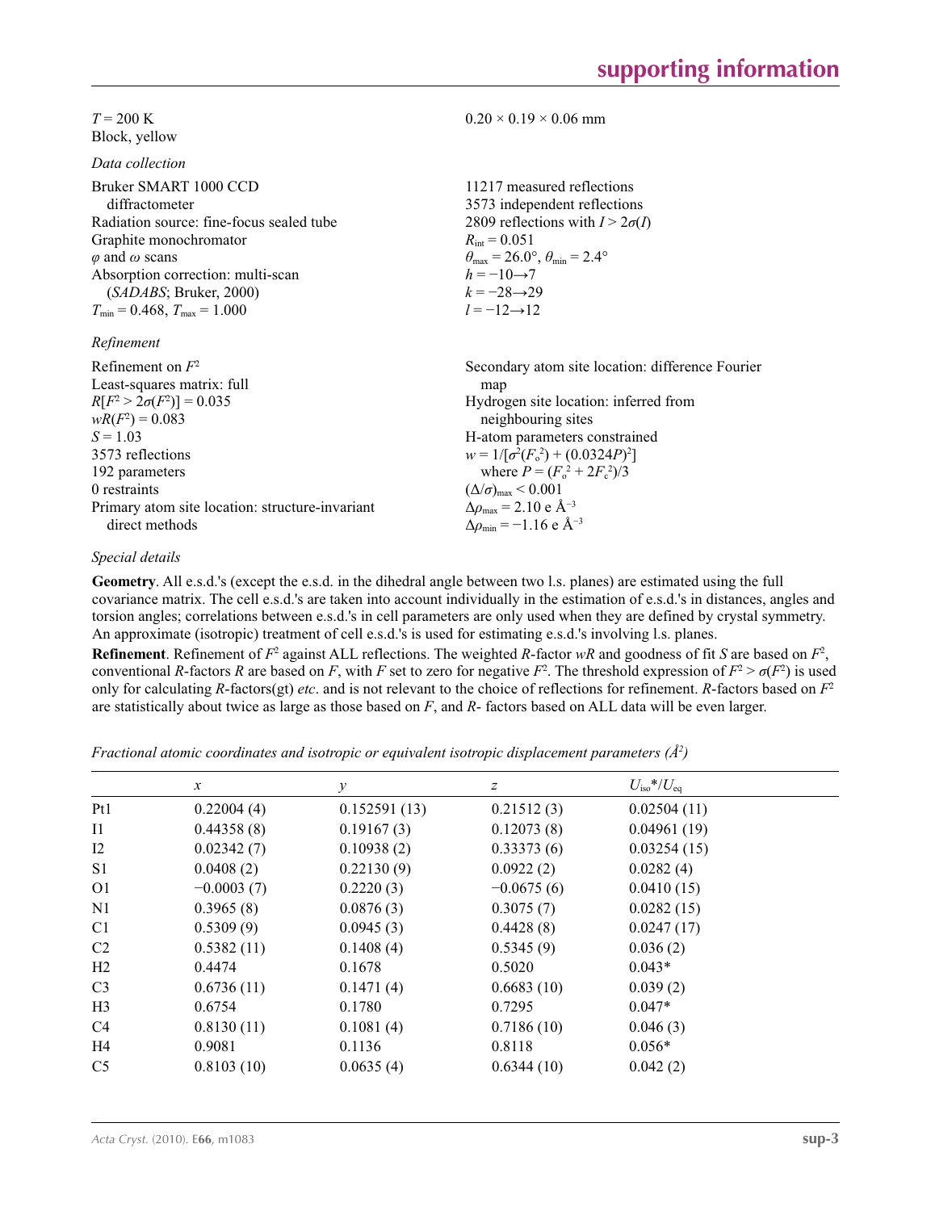$T = 200$ K
Block, yellow

$0.20 \times 0.19 \times 0.06$ mm

*Data collection*

Bruker SMART 1000 CCD diffractometer
Radiation source: fine-focus sealed tube
Graphite monochromator
$\varphi$ and $\omega$ scans
Absorption correction: multi-scan (*SADABS*; Bruker, 2000)
$T_{min} = 0.468$, $T_{max} = 1.000$

11217 measured reflections
3573 independent reflections
2809 reflections with $I > 2\sigma(I)$
$R_{int} = 0.051$
$\theta_{max} = 26.0°$, $\theta_{min} = 2.4°$
$h = -10 \rightarrow 7$
$k = -28 \rightarrow 29$
$l = -12 \rightarrow 12$

*Refinement*

Refinement on $F^2$
Least-squares matrix: full
$R[F^2 > 2\sigma(F^2)] = 0.035$
$wR(F^2) = 0.083$
$S = 1.03$
3573 reflections
192 parameters
0 restraints
Primary atom site location: structure-invariant direct methods

Secondary atom site location: difference Fourier map
Hydrogen site location: inferred from neighbouring sites
H-atom parameters constrained
$w = 1/[\sigma^2(F_o^2) + (0.0324P)^2]$
where $P = (F_o^2 + 2F_c^2)/3$
$(\Delta/\sigma)_{max} < 0.001$
$\Delta\rho_{max} = 2.10$ e Å$^{-3}$
$\Delta\rho_{min} = -1.16$ e Å$^{-3}$

*Special details*

**Geometry**. All e.s.d.'s (except the e.s.d. in the dihedral angle between two l.s. planes) are estimated using the full covariance matrix. The cell e.s.d.'s are taken into account individually in the estimation of e.s.d.'s in distances, angles and torsion angles; correlations between e.s.d.'s in cell parameters are only used when they are defined by crystal symmetry. An approximate (isotropic) treatment of cell e.s.d.'s is used for estimating e.s.d.'s involving l.s. planes.

**Refinement**. Refinement of $F^2$ against ALL reflections. The weighted $R$-factor $wR$ and goodness of fit $S$ are based on $F^2$, conventional $R$-factors $R$ are based on $F$, with $F$ set to zero for negative $F^2$. The threshold expression of $F^2 > \sigma(F^2)$ is used only for calculating $R$-factors(gt) *etc*. and is not relevant to the choice of reflections for refinement. $R$-factors based on $F^2$ are statistically about twice as large as those based on $F$, and $R$- factors based on ALL data will be even larger.

*Fractional atomic coordinates and isotropic or equivalent isotropic displacement parameters (Å$^2$)*

| | $x$ | $y$ | $z$ | $U_{iso}$*/$U_{eq}$ |
|---|---|---|---|---|
| Pt1 | 0.22004 (4) | 0.152591 (13) | 0.21512 (3) | 0.02504 (11) |
| I1 | 0.44358 (8) | 0.19167 (3) | 0.12073 (8) | 0.04961 (19) |
| I2 | 0.02342 (7) | 0.10938 (2) | 0.33373 (6) | 0.03254 (15) |
| S1 | 0.0408 (2) | 0.22130 (9) | 0.0922 (2) | 0.0282 (4) |
| O1 | −0.0003 (7) | 0.2220 (3) | −0.0675 (6) | 0.0410 (15) |
| N1 | 0.3965 (8) | 0.0876 (3) | 0.3075 (7) | 0.0282 (15) |
| C1 | 0.5309 (9) | 0.0945 (3) | 0.4428 (8) | 0.0247 (17) |
| C2 | 0.5382 (11) | 0.1408 (4) | 0.5345 (9) | 0.036 (2) |
| H2 | 0.4474 | 0.1678 | 0.5020 | 0.043* |
| C3 | 0.6736 (11) | 0.1471 (4) | 0.6683 (10) | 0.039 (2) |
| H3 | 0.6754 | 0.1780 | 0.7295 | 0.047* |
| C4 | 0.8130 (11) | 0.1081 (4) | 0.7186 (10) | 0.046 (3) |
| H4 | 0.9081 | 0.1136 | 0.8118 | 0.056* |
| C5 | 0.8103 (10) | 0.0635 (4) | 0.6344 (10) | 0.042 (2) |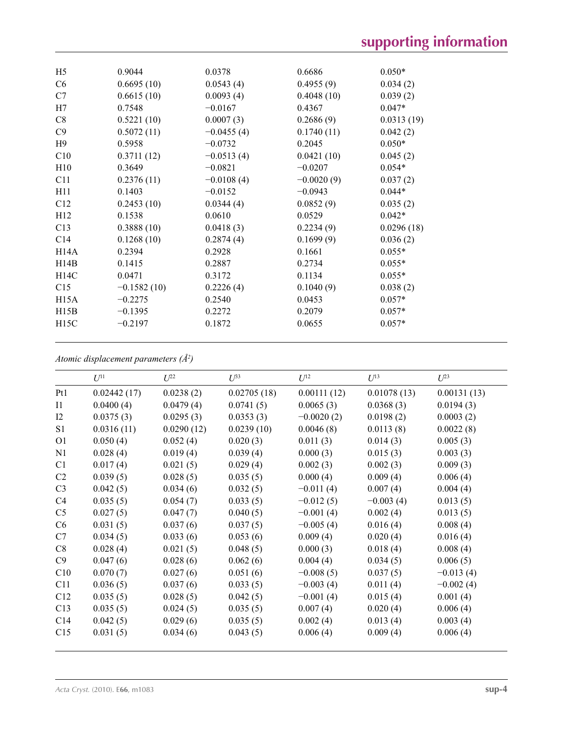| | | | | |
|---|---|---|---|---|
| H5 | 0.9044 | 0.0378 | 0.6686 | 0.050* |
| C6 | 0.6695 (10) | 0.0543 (4) | 0.4955 (9) | 0.034 (2) |
| C7 | 0.6615 (10) | 0.0093 (4) | 0.4048 (10) | 0.039 (2) |
| H7 | 0.7548 | −0.0167 | 0.4367 | 0.047* |
| C8 | 0.5221 (10) | 0.0007 (3) | 0.2686 (9) | 0.0313 (19) |
| C9 | 0.5072 (11) | −0.0455 (4) | 0.1740 (11) | 0.042 (2) |
| H9 | 0.5958 | −0.0732 | 0.2045 | 0.050* |
| C10 | 0.3711 (12) | −0.0513 (4) | 0.0421 (10) | 0.045 (2) |
| H10 | 0.3649 | −0.0821 | −0.0207 | 0.054* |
| C11 | 0.2376 (11) | −0.0108 (4) | −0.0020 (9) | 0.037 (2) |
| H11 | 0.1403 | −0.0152 | −0.0943 | 0.044* |
| C12 | 0.2453 (10) | 0.0344 (4) | 0.0852 (9) | 0.035 (2) |
| H12 | 0.1538 | 0.0610 | 0.0529 | 0.042* |
| C13 | 0.3888 (10) | 0.0418 (3) | 0.2234 (9) | 0.0296 (18) |
| C14 | 0.1268 (10) | 0.2874 (4) | 0.1699 (9) | 0.036 (2) |
| H14A | 0.2394 | 0.2928 | 0.1661 | 0.055* |
| H14B | 0.1415 | 0.2887 | 0.2734 | 0.055* |
| H14C | 0.0471 | 0.3172 | 0.1134 | 0.055* |
| C15 | −0.1582 (10) | 0.2226 (4) | 0.1040 (9) | 0.038 (2) |
| H15A | −0.2275 | 0.2540 | 0.0453 | 0.057* |
| H15B | −0.1395 | 0.2272 | 0.2079 | 0.057* |
| H15C | −0.2197 | 0.1872 | 0.0655 | 0.057* |

*Atomic displacement parameters (Å²)*

| | $U^{11}$ | $U^{22}$ | $U^{33}$ | $U^{12}$ | $U^{13}$ | $U^{23}$ |
|---|---|---|---|---|---|---|
| Pt1 | 0.02442 (17) | 0.0238 (2) | 0.02705 (18) | 0.00111 (12) | 0.01078 (13) | 0.00131 (13) |
| I1 | 0.0400 (4) | 0.0479 (4) | 0.0741 (5) | 0.0065 (3) | 0.0368 (3) | 0.0194 (3) |
| I2 | 0.0375 (3) | 0.0295 (3) | 0.0353 (3) | −0.0020 (2) | 0.0198 (2) | 0.0003 (2) |
| S1 | 0.0316 (11) | 0.0290 (12) | 0.0239 (10) | 0.0046 (8) | 0.0113 (8) | 0.0022 (8) |
| O1 | 0.050 (4) | 0.052 (4) | 0.020 (3) | 0.011 (3) | 0.014 (3) | 0.005 (3) |
| N1 | 0.028 (4) | 0.019 (4) | 0.039 (4) | 0.000 (3) | 0.015 (3) | 0.003 (3) |
| C1 | 0.017 (4) | 0.021 (5) | 0.029 (4) | 0.002 (3) | 0.002 (3) | 0.009 (3) |
| C2 | 0.039 (5) | 0.028 (5) | 0.035 (5) | 0.000 (4) | 0.009 (4) | 0.006 (4) |
| C3 | 0.042 (5) | 0.034 (6) | 0.032 (5) | −0.011 (4) | 0.007 (4) | 0.004 (4) |
| C4 | 0.035 (5) | 0.054 (7) | 0.033 (5) | −0.012 (5) | −0.003 (4) | 0.013 (5) |
| C5 | 0.027 (5) | 0.047 (7) | 0.040 (5) | −0.001 (4) | 0.002 (4) | 0.013 (5) |
| C6 | 0.031 (5) | 0.037 (6) | 0.037 (5) | −0.005 (4) | 0.016 (4) | 0.008 (4) |
| C7 | 0.034 (5) | 0.033 (6) | 0.053 (6) | 0.009 (4) | 0.020 (4) | 0.016 (4) |
| C8 | 0.028 (4) | 0.021 (5) | 0.048 (5) | 0.000 (3) | 0.018 (4) | 0.008 (4) |
| C9 | 0.047 (6) | 0.028 (6) | 0.062 (6) | 0.004 (4) | 0.034 (5) | 0.006 (5) |
| C10 | 0.070 (7) | 0.027 (6) | 0.051 (6) | −0.008 (5) | 0.037 (5) | −0.013 (4) |
| C11 | 0.036 (5) | 0.037 (6) | 0.033 (5) | −0.003 (4) | 0.011 (4) | −0.002 (4) |
| C12 | 0.035 (5) | 0.028 (5) | 0.042 (5) | −0.001 (4) | 0.015 (4) | 0.001 (4) |
| C13 | 0.035 (5) | 0.024 (5) | 0.035 (5) | 0.007 (4) | 0.020 (4) | 0.006 (4) |
| C14 | 0.042 (5) | 0.029 (6) | 0.035 (5) | 0.002 (4) | 0.013 (4) | 0.003 (4) |
| C15 | 0.031 (5) | 0.034 (6) | 0.043 (5) | 0.006 (4) | 0.009 (4) | 0.006 (4) |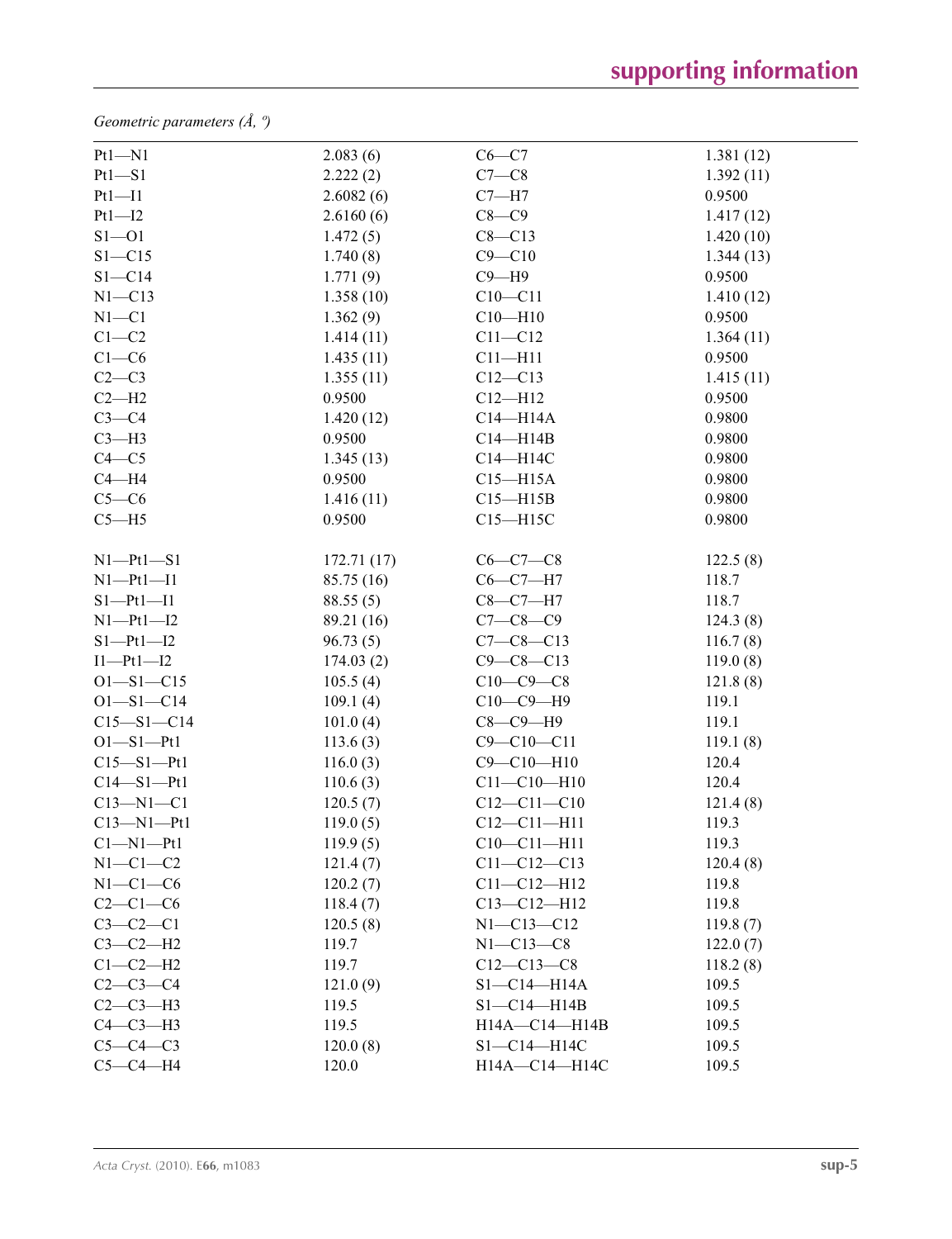*Geometric parameters (Å, º)*

| | | | |
|---|---|---|---|
| Pt1—N1 | 2.083 (6) | C6—C7 | 1.381 (12) |
| Pt1—S1 | 2.222 (2) | C7—C8 | 1.392 (11) |
| Pt1—I1 | 2.6082 (6) | C7—H7 | 0.9500 |
| Pt1—I2 | 2.6160 (6) | C8—C9 | 1.417 (12) |
| S1—O1 | 1.472 (5) | C8—C13 | 1.420 (10) |
| S1—C15 | 1.740 (8) | C9—C10 | 1.344 (13) |
| S1—C14 | 1.771 (9) | C9—H9 | 0.9500 |
| N1—C13 | 1.358 (10) | C10—C11 | 1.410 (12) |
| N1—C1 | 1.362 (9) | C10—H10 | 0.9500 |
| C1—C2 | 1.414 (11) | C11—C12 | 1.364 (11) |
| C1—C6 | 1.435 (11) | C11—H11 | 0.9500 |
| C2—C3 | 1.355 (11) | C12—C13 | 1.415 (11) |
| C2—H2 | 0.9500 | C12—H12 | 0.9500 |
| C3—C4 | 1.420 (12) | C14—H14A | 0.9800 |
| C3—H3 | 0.9500 | C14—H14B | 0.9800 |
| C4—C5 | 1.345 (13) | C14—H14C | 0.9800 |
| C4—H4 | 0.9500 | C15—H15A | 0.9800 |
| C5—C6 | 1.416 (11) | C15—H15B | 0.9800 |
| C5—H5 | 0.9500 | C15—H15C | 0.9800 |
| | | | |
| N1—Pt1—S1 | 172.71 (17) | C6—C7—C8 | 122.5 (8) |
| N1—Pt1—I1 | 85.75 (16) | C6—C7—H7 | 118.7 |
| S1—Pt1—I1 | 88.55 (5) | C8—C7—H7 | 118.7 |
| N1—Pt1—I2 | 89.21 (16) | C7—C8—C9 | 124.3 (8) |
| S1—Pt1—I2 | 96.73 (5) | C7—C8—C13 | 116.7 (8) |
| I1—Pt1—I2 | 174.03 (2) | C9—C8—C13 | 119.0 (8) |
| O1—S1—C15 | 105.5 (4) | C10—C9—C8 | 121.8 (8) |
| O1—S1—C14 | 109.1 (4) | C10—C9—H9 | 119.1 |
| C15—S1—C14 | 101.0 (4) | C8—C9—H9 | 119.1 |
| O1—S1—Pt1 | 113.6 (3) | C9—C10—C11 | 119.1 (8) |
| C15—S1—Pt1 | 116.0 (3) | C9—C10—H10 | 120.4 |
| C14—S1—Pt1 | 110.6 (3) | C11—C10—H10 | 120.4 |
| C13—N1—C1 | 120.5 (7) | C12—C11—C10 | 121.4 (8) |
| C13—N1—Pt1 | 119.0 (5) | C12—C11—H11 | 119.3 |
| C1—N1—Pt1 | 119.9 (5) | C10—C11—H11 | 119.3 |
| N1—C1—C2 | 121.4 (7) | C11—C12—C13 | 120.4 (8) |
| N1—C1—C6 | 120.2 (7) | C11—C12—H12 | 119.8 |
| C2—C1—C6 | 118.4 (7) | C13—C12—H12 | 119.8 |
| C3—C2—C1 | 120.5 (8) | N1—C13—C12 | 119.8 (7) |
| C3—C2—H2 | 119.7 | N1—C13—C8 | 122.0 (7) |
| C1—C2—H2 | 119.7 | C12—C13—C8 | 118.2 (8) |
| C2—C3—C4 | 121.0 (9) | S1—C14—H14A | 109.5 |
| C2—C3—H3 | 119.5 | S1—C14—H14B | 109.5 |
| C4—C3—H3 | 119.5 | H14A—C14—H14B | 109.5 |
| C5—C4—C3 | 120.0 (8) | S1—C14—H14C | 109.5 |
| C5—C4—H4 | 120.0 | H14A—C14—H14C | 109.5 |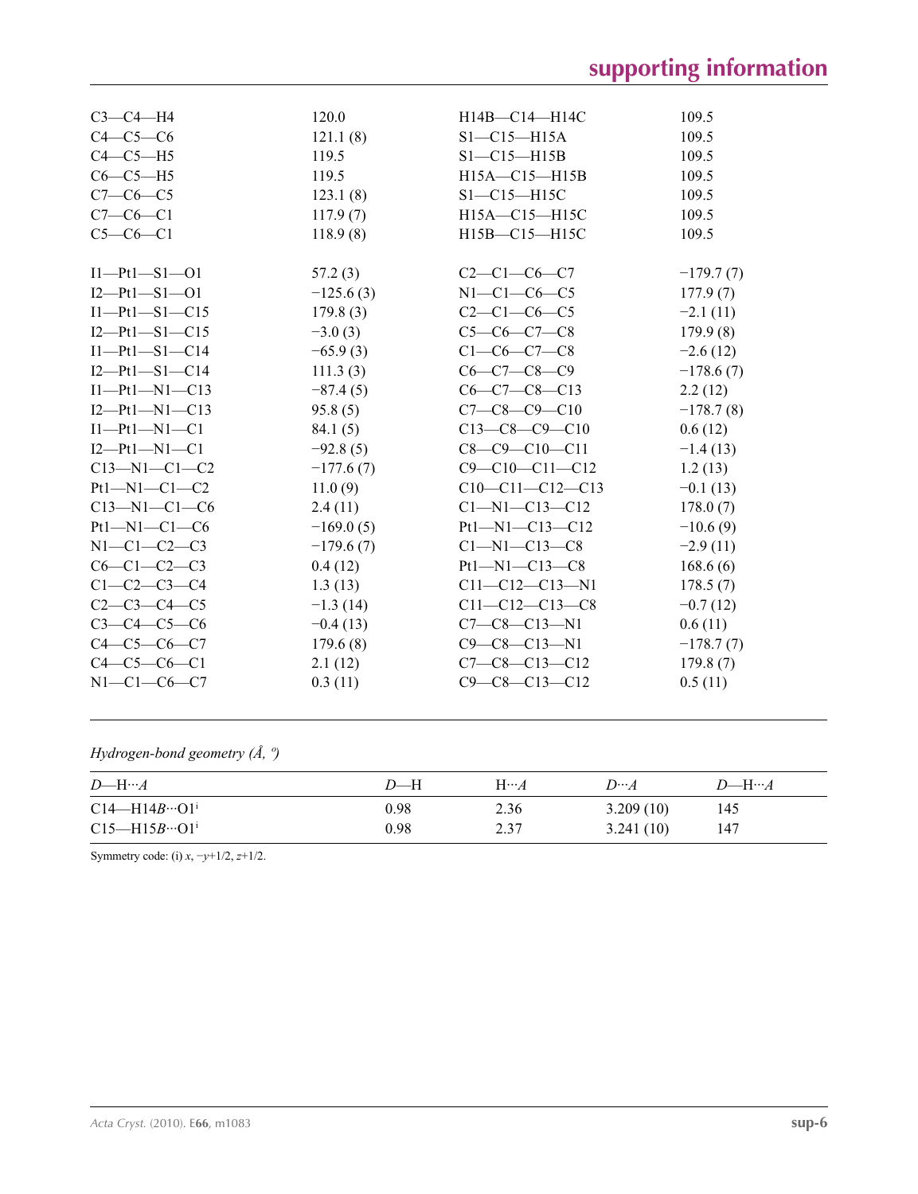| | | | |
|---|---|---|---|
| C3—C4—H4 | 120.0 | H14B—C14—H14C | 109.5 |
| C4—C5—C6 | 121.1 (8) | S1—C15—H15A | 109.5 |
| C4—C5—H5 | 119.5 | S1—C15—H15B | 109.5 |
| C6—C5—H5 | 119.5 | H15A—C15—H15B | 109.5 |
| C7—C6—C5 | 123.1 (8) | S1—C15—H15C | 109.5 |
| C7—C6—C1 | 117.9 (7) | H15A—C15—H15C | 109.5 |
| C5—C6—C1 | 118.9 (8) | H15B—C15—H15C | 109.5 |

| | | | |
|---|---|---|---|
| I1—Pt1—S1—O1 | 57.2 (3) | C2—C1—C6—C7 | −179.7 (7) |
| I2—Pt1—S1—O1 | −125.6 (3) | N1—C1—C6—C5 | 177.9 (7) |
| I1—Pt1—S1—C15 | 179.8 (3) | C2—C1—C6—C5 | −2.1 (11) |
| I2—Pt1—S1—C15 | −3.0 (3) | C5—C6—C7—C8 | 179.9 (8) |
| I1—Pt1—S1—C14 | −65.9 (3) | C1—C6—C7—C8 | −2.6 (12) |
| I2—Pt1—S1—C14 | 111.3 (3) | C6—C7—C8—C9 | −178.6 (7) |
| I1—Pt1—N1—C13 | −87.4 (5) | C6—C7—C8—C13 | 2.2 (12) |
| I2—Pt1—N1—C13 | 95.8 (5) | C7—C8—C9—C10 | −178.7 (8) |
| I1—Pt1—N1—C1 | 84.1 (5) | C13—C8—C9—C10 | 0.6 (12) |
| I2—Pt1—N1—C1 | −92.8 (5) | C8—C9—C10—C11 | −1.4 (13) |
| C13—N1—C1—C2 | −177.6 (7) | C9—C10—C11—C12 | 1.2 (13) |
| Pt1—N1—C1—C2 | 11.0 (9) | C10—C11—C12—C13 | −0.1 (13) |
| C13—N1—C1—C6 | 2.4 (11) | C1—N1—C13—C12 | 178.0 (7) |
| Pt1—N1—C1—C6 | −169.0 (5) | Pt1—N1—C13—C12 | −10.6 (9) |
| N1—C1—C2—C3 | −179.6 (7) | C1—N1—C13—C8 | −2.9 (11) |
| C6—C1—C2—C3 | 0.4 (12) | Pt1—N1—C13—C8 | 168.6 (6) |
| C1—C2—C3—C4 | 1.3 (13) | C11—C12—C13—N1 | 178.5 (7) |
| C2—C3—C4—C5 | −1.3 (14) | C11—C12—C13—C8 | −0.7 (12) |
| C3—C4—C5—C6 | −0.4 (13) | C7—C8—C13—N1 | 0.6 (11) |
| C4—C5—C6—C7 | 179.6 (8) | C9—C8—C13—N1 | −178.7 (7) |
| C4—C5—C6—C1 | 2.1 (12) | C7—C8—C13—C12 | 179.8 (7) |
| N1—C1—C6—C7 | 0.3 (11) | C9—C8—C13—C12 | 0.5 (11) |

*Hydrogen-bond geometry (Å, º)*

| *D*—H···*A* | *D*—H | H···*A* | *D*···*A* | *D*—H···*A* |
|---|---|---|---|---|
| C14—H14*B*···O1[i] | 0.98 | 2.36 | 3.209 (10) | 145 |
| C15—H15*B*···O1[i] | 0.98 | 2.37 | 3.241 (10) | 147 |

Symmetry code: (i) $x$, $-y+1/2$, $z+1/2$.